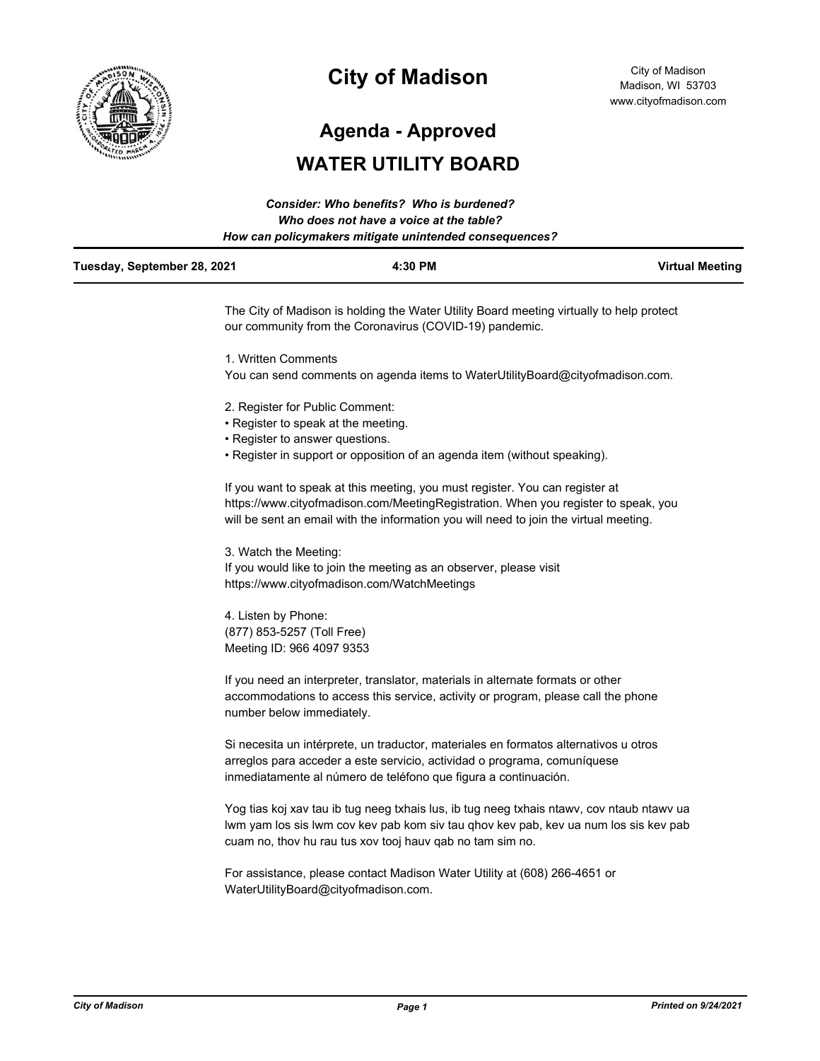# City of Madison

City of Madison
Madison, WI 53703
www.cityofmadison.com

## Agenda - Approved

## WATER UTILITY BOARD

***Consider: Who benefits? Who is burdened?***
***Who does not have a voice at the table?***
***How can policymakers mitigate unintended consequences?***

**Tuesday, September 28, 2021** | **4:30 PM** | **Virtual Meeting**

The City of Madison is holding the Water Utility Board meeting virtually to help protect our community from the Coronavirus (COVID-19) pandemic.

1. Written Comments
You can send comments on agenda items to WaterUtilityBoard@cityofmadison.com.

2. Register for Public Comment:
• Register to speak at the meeting.
• Register to answer questions.
• Register in support or opposition of an agenda item (without speaking).

If you want to speak at this meeting, you must register. You can register at https://www.cityofmadison.com/MeetingRegistration. When you register to speak, you will be sent an email with the information you will need to join the virtual meeting.

3. Watch the Meeting:
If you would like to join the meeting as an observer, please visit https://www.cityofmadison.com/WatchMeetings

4. Listen by Phone:
(877) 853-5257 (Toll Free)
Meeting ID: 966 4097 9353

If you need an interpreter, translator, materials in alternate formats or other accommodations to access this service, activity or program, please call the phone number below immediately.

Si necesita un intérprete, un traductor, materiales en formatos alternativos u otros arreglos para acceder a este servicio, actividad o programa, comuníquese inmediatamente al número de teléfono que figura a continuación.

Yog tias koj xav tau ib tug neeg txhais lus, ib tug neeg txhais ntawv, cov ntaub ntawv ua lwm yam los sis lwm cov kev pab kom siv tau qhov kev pab, kev ua num los sis kev pab cuam no, thov hu rau tus xov tooj hauv qab no tam sim no.

For assistance, please contact Madison Water Utility at (608) 266-4651 or WaterUtilityBoard@cityofmadison.com.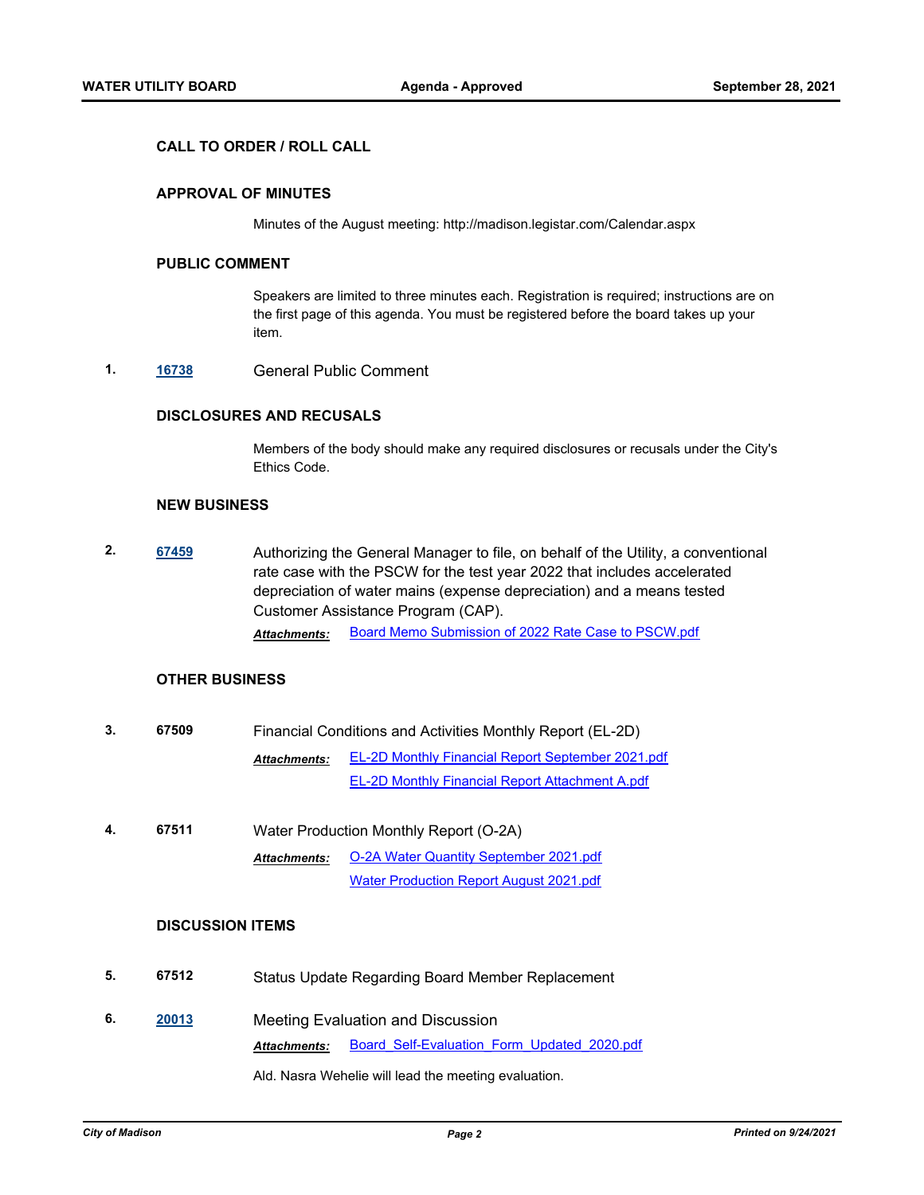## CALL TO ORDER / ROLL CALL

## APPROVAL OF MINUTES

Minutes of the August meeting: http://madison.legistar.com/Calendar.aspx

## PUBLIC COMMENT

Speakers are limited to three minutes each. Registration is required; instructions are on the first page of this agenda. You must be registered before the board takes up your item.

**1.** **16738** General Public Comment

## DISCLOSURES AND RECUSALS

Members of the body should make any required disclosures or recusals under the City's Ethics Code.

## NEW BUSINESS

**2.** **67459** Authorizing the General Manager to file, on behalf of the Utility, a conventional rate case with the PSCW for the test year 2022 that includes accelerated depreciation of water mains (expense depreciation) and a means tested Customer Assistance Program (CAP).

***Attachments:*** Board Memo Submission of 2022 Rate Case to PSCW.pdf

## OTHER BUSINESS

**3.** **67509** Financial Conditions and Activities Monthly Report (EL-2D)

***Attachments:*** EL-2D Monthly Financial Report September 2021.pdf
EL-2D Monthly Financial Report Attachment A.pdf

**4.** **67511** Water Production Monthly Report (O-2A)

***Attachments:*** O-2A Water Quantity September 2021.pdf
Water Production Report August 2021.pdf

## DISCUSSION ITEMS

**5.** **67512** Status Update Regarding Board Member Replacement

**6.** **20013** Meeting Evaluation and Discussion

***Attachments:*** Board_Self-Evaluation_Form_Updated_2020.pdf

Ald. Nasra Wehelie will lead the meeting evaluation.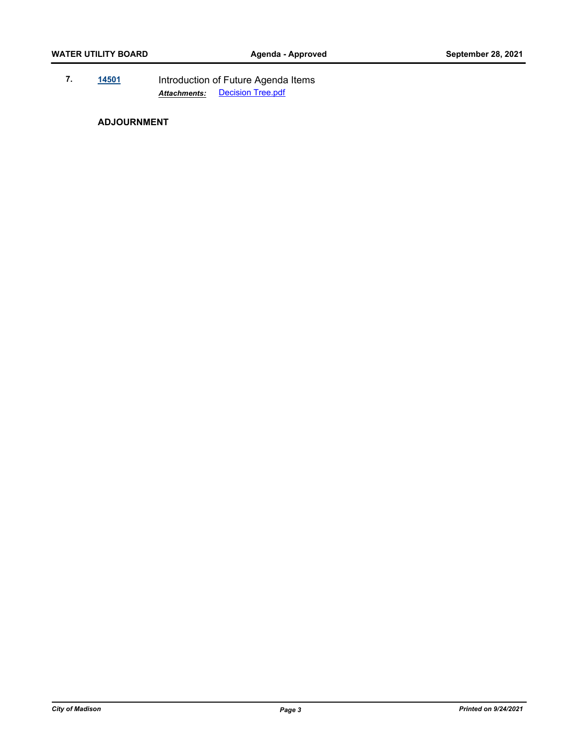**7.** **14501** Introduction of Future Agenda Items

***Attachments:*** Decision Tree.pdf

**ADJOURNMENT**